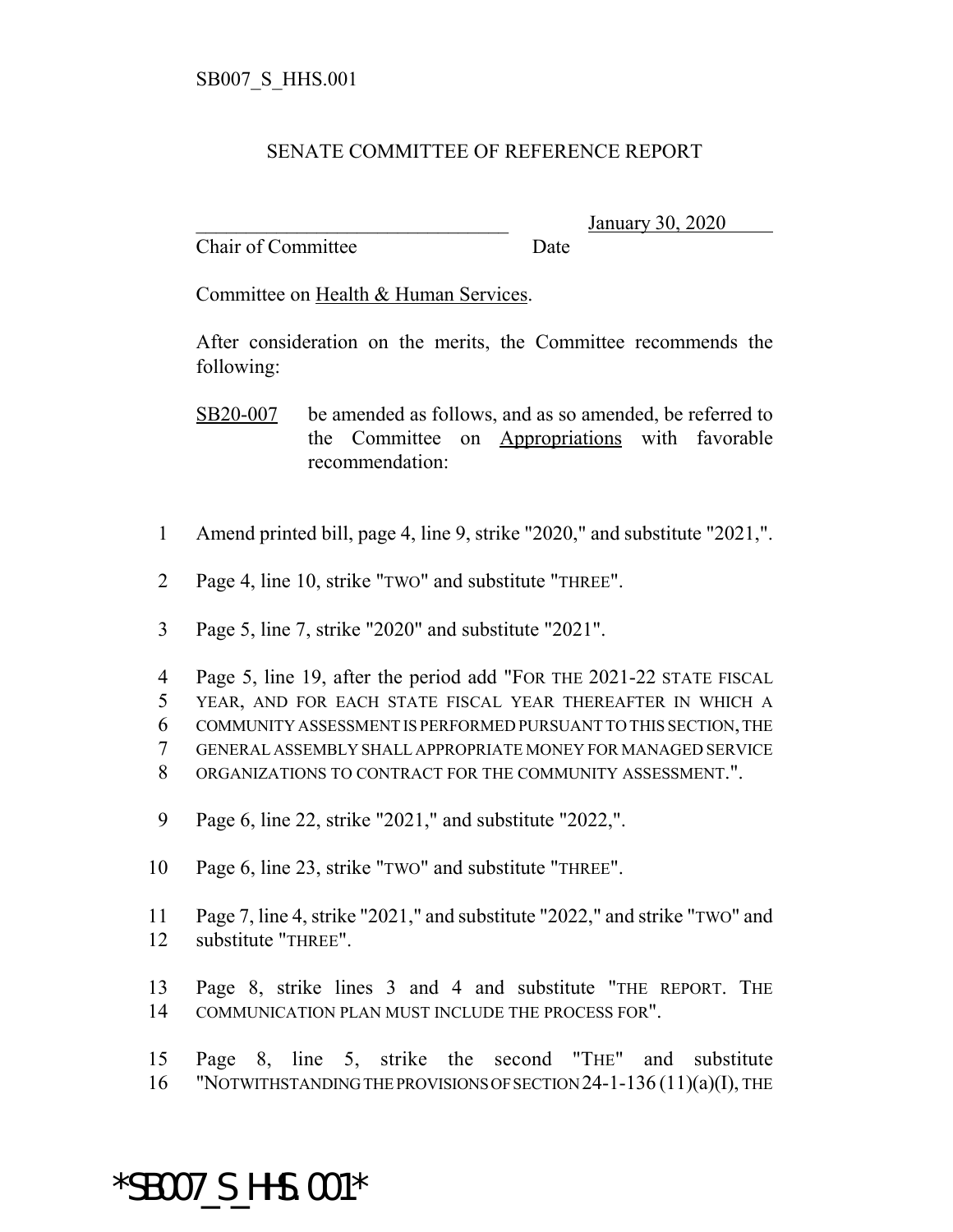SB007_S_HHS.001

SENATE COMMITTEE OF REFERENCE REPORT

_______________________________ January 30, 2020
Chair of Committee Date

Committee on Health & Human Services.

After consideration on the merits, the Committee recommends the following:

SB20-007 be amended as follows, and as so amended, be referred to the Committee on Appropriations with favorable recommendation:

1 Amend printed bill, page 4, line 9, strike "2020," and substitute "2021,".

2 Page 4, line 10, strike "TWO" and substitute "THREE".

3 Page 5, line 7, strike "2020" and substitute "2021".

4 Page 5, line 19, after the period add "FOR THE 2021-22 STATE FISCAL
5 YEAR, AND FOR EACH STATE FISCAL YEAR THEREAFTER IN WHICH A
6 COMMUNITY ASSESSMENT IS PERFORMED PURSUANT TO THIS SECTION, THE
7 GENERAL ASSEMBLY SHALL APPROPRIATE MONEY FOR MANAGED SERVICE
8 ORGANIZATIONS TO CONTRACT FOR THE COMMUNITY ASSESSMENT.".

9 Page 6, line 22, strike "2021," and substitute "2022,".

10 Page 6, line 23, strike "TWO" and substitute "THREE".

11 Page 7, line 4, strike "2021," and substitute "2022," and strike "TWO" and
12 substitute "THREE".

13 Page 8, strike lines 3 and 4 and substitute "THE REPORT. THE
14 COMMUNICATION PLAN MUST INCLUDE THE PROCESS FOR".

15 Page 8, line 5, strike the second "THE" and substitute
16 "NOTWITHSTANDING THE PROVISIONS OF SECTION 24-1-136 (11)(a)(I), THE

*SB007_S_HHS.001*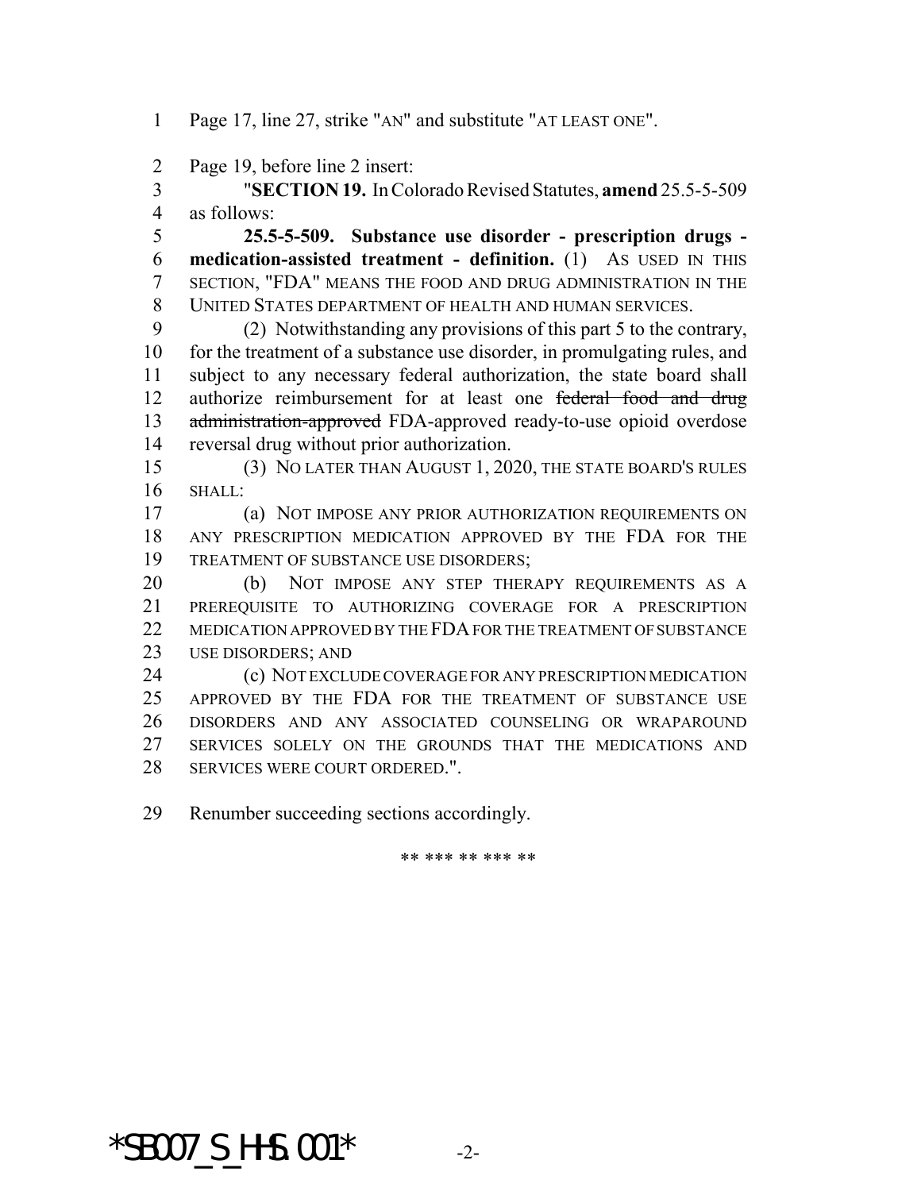1 Page 17, line 27, strike "AN" and substitute "AT LEAST ONE".

2 Page 19, before line 2 insert:

3 "**SECTION 19.** In Colorado Revised Statutes, **amend** 25.5-5-509
4 as follows:

5 **25.5-5-509. Substance use disorder - prescription drugs -**
6 **medication-assisted treatment - definition.** (1) AS USED IN THIS
7 SECTION, "FDA" MEANS THE FOOD AND DRUG ADMINISTRATION IN THE
8 UNITED STATES DEPARTMENT OF HEALTH AND HUMAN SERVICES.

9 (2) Notwithstanding any provisions of this part 5 to the contrary,
10 for the treatment of a substance use disorder, in promulgating rules, and
11 subject to any necessary federal authorization, the state board shall
12 authorize reimbursement for at least one ~~federal food and drug~~
13 ~~administration-approved~~ FDA-approved ready-to-use opioid overdose
14 reversal drug without prior authorization.

15 (3) NO LATER THAN AUGUST 1, 2020, THE STATE BOARD'S RULES
16 SHALL:

17 (a) NOT IMPOSE ANY PRIOR AUTHORIZATION REQUIREMENTS ON
18 ANY PRESCRIPTION MEDICATION APPROVED BY THE FDA FOR THE
19 TREATMENT OF SUBSTANCE USE DISORDERS;

20 (b) NOT IMPOSE ANY STEP THERAPY REQUIREMENTS AS A
21 PREREQUISITE TO AUTHORIZING COVERAGE FOR A PRESCRIPTION
22 MEDICATION APPROVED BY THE FDA FOR THE TREATMENT OF SUBSTANCE
23 USE DISORDERS; AND

24 (c) NOT EXCLUDE COVERAGE FOR ANY PRESCRIPTION MEDICATION
25 APPROVED BY THE FDA FOR THE TREATMENT OF SUBSTANCE USE
26 DISORDERS AND ANY ASSOCIATED COUNSELING OR WRAPAROUND
27 SERVICES SOLELY ON THE GROUNDS THAT THE MEDICATIONS AND
28 SERVICES WERE COURT ORDERED.".

29 Renumber succeeding sections accordingly.

** *** ** *** **

*SB007_S_HHS.001*